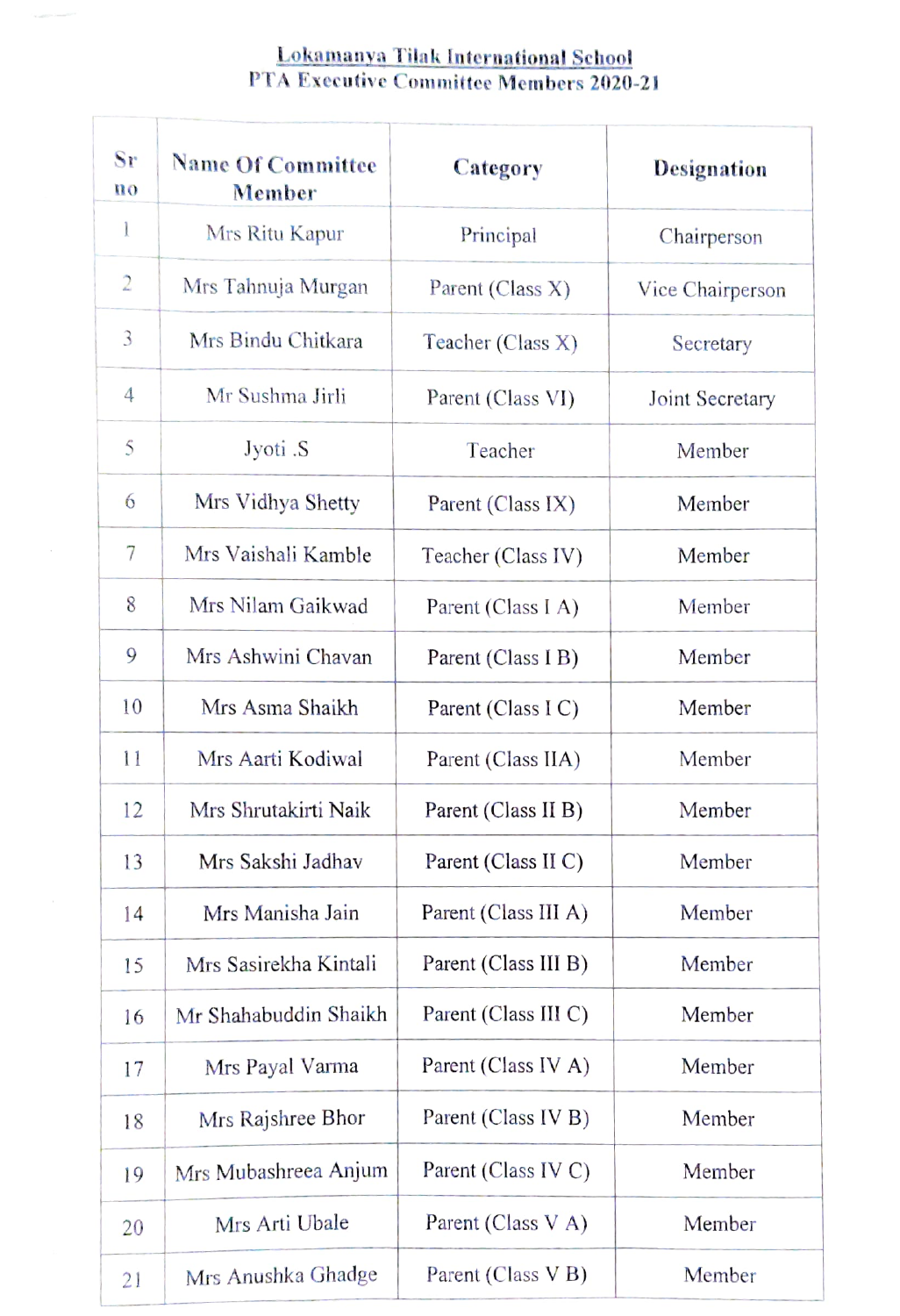# Lokamanya Tilak International School

## PTA Executive Committee Members 2020-21

| Sr no | Name Of Committee Member | Category | Designation |
|---|---|---|---|
| 1 | Mrs Ritu Kapur | Principal | Chairperson |
| 2 | Mrs Tahnuja Murgan | Parent (Class X) | Vice Chairperson |
| 3 | Mrs Bindu Chitkara | Teacher (Class X) | Secretary |
| 4 | Mr Sushma Jirli | Parent (Class VI) | Joint Secretary |
| 5 | Jyoti .S | Teacher | Member |
| 6 | Mrs Vidhya Shetty | Parent (Class IX) | Member |
| 7 | Mrs Vaishali Kamble | Teacher (Class IV) | Member |
| 8 | Mrs Nilam Gaikwad | Parent (Class I A) | Member |
| 9 | Mrs Ashwini Chavan | Parent (Class I B) | Member |
| 10 | Mrs Asma Shaikh | Parent (Class I C) | Member |
| 11 | Mrs Aarti Kodiwal | Parent (Class IIA) | Member |
| 12 | Mrs Shrutakirti Naik | Parent (Class II B) | Member |
| 13 | Mrs Sakshi Jadhav | Parent (Class II C) | Member |
| 14 | Mrs Manisha Jain | Parent (Class III A) | Member |
| 15 | Mrs Sasirekha Kintali | Parent (Class III B) | Member |
| 16 | Mr Shahabuddin Shaikh | Parent (Class III C) | Member |
| 17 | Mrs Payal Varma | Parent (Class IV A) | Member |
| 18 | Mrs Rajshree Bhor | Parent (Class IV B) | Member |
| 19 | Mrs Mubashreea Anjum | Parent (Class IV C) | Member |
| 20 | Mrs Arti Ubale | Parent (Class V A) | Member |
| 21 | Mrs Anushka Ghadge | Parent (Class V B) | Member |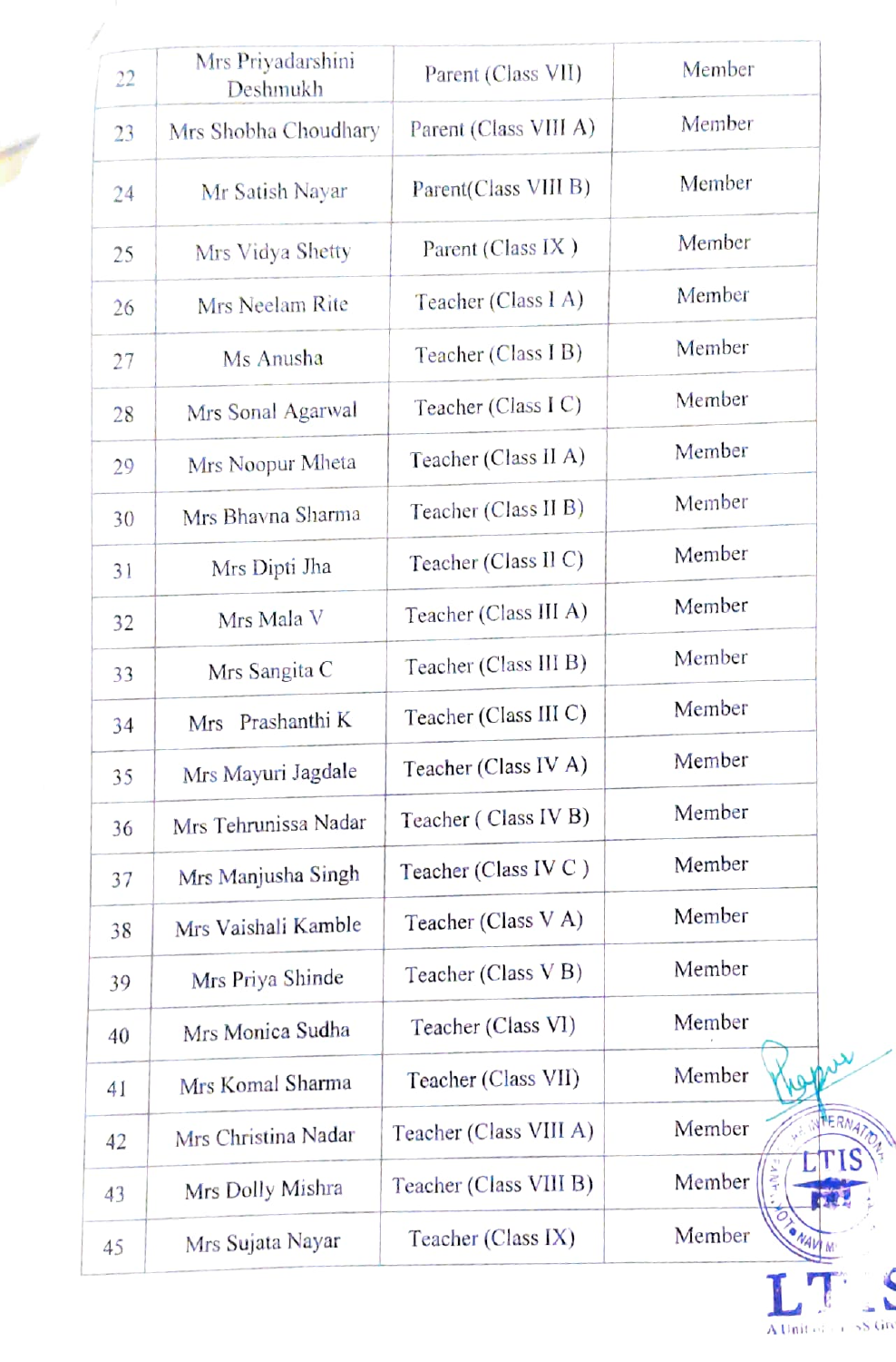| | | | |
|---|---|---|---|
| 22 | Mrs Priyadarshini Deshmukh | Parent (Class VII) | Member |
| 23 | Mrs Shobha Choudhary | Parent (Class VIII A) | Member |
| 24 | Mr Satish Nayar | Parent(Class VIII B) | Member |
| 25 | Mrs Vidya Shetty | Parent (Class IX ) | Member |
| 26 | Mrs Neelam Rite | Teacher (Class I A) | Member |
| 27 | Ms Anusha | Teacher (Class I B) | Member |
| 28 | Mrs Sonal Agarwal | Teacher (Class I C) | Member |
| 29 | Mrs Noopur Mheta | Teacher (Class II A) | Member |
| 30 | Mrs Bhavna Sharma | Teacher (Class II B) | Member |
| 31 | Mrs Dipti Jha | Teacher (Class II C) | Member |
| 32 | Mrs Mala V | Teacher (Class III A) | Member |
| 33 | Mrs Sangita C | Teacher (Class III B) | Member |
| 34 | Mrs Prashanthi K | Teacher (Class III C) | Member |
| 35 | Mrs Mayuri Jagdale | Teacher (Class IV A) | Member |
| 36 | Mrs Tehrunissa Nadar | Teacher ( Class IV B) | Member |
| 37 | Mrs Manjusha Singh | Teacher (Class IV C ) | Member |
| 38 | Mrs Vaishali Kamble | Teacher (Class V A) | Member |
| 39 | Mrs Priya Shinde | Teacher (Class V B) | Member |
| 40 | Mrs Monica Sudha | Teacher (Class VI) | Member |
| 41 | Mrs Komal Sharma | Teacher (Class VII) | Member |
| 42 | Mrs Christina Nadar | Teacher (Class VIII A) | Member |
| 43 | Mrs Dolly Mishra | Teacher (Class VIII B) | Member |
| 45 | Mrs Sujata Nayar | Teacher (Class IX) | Member |